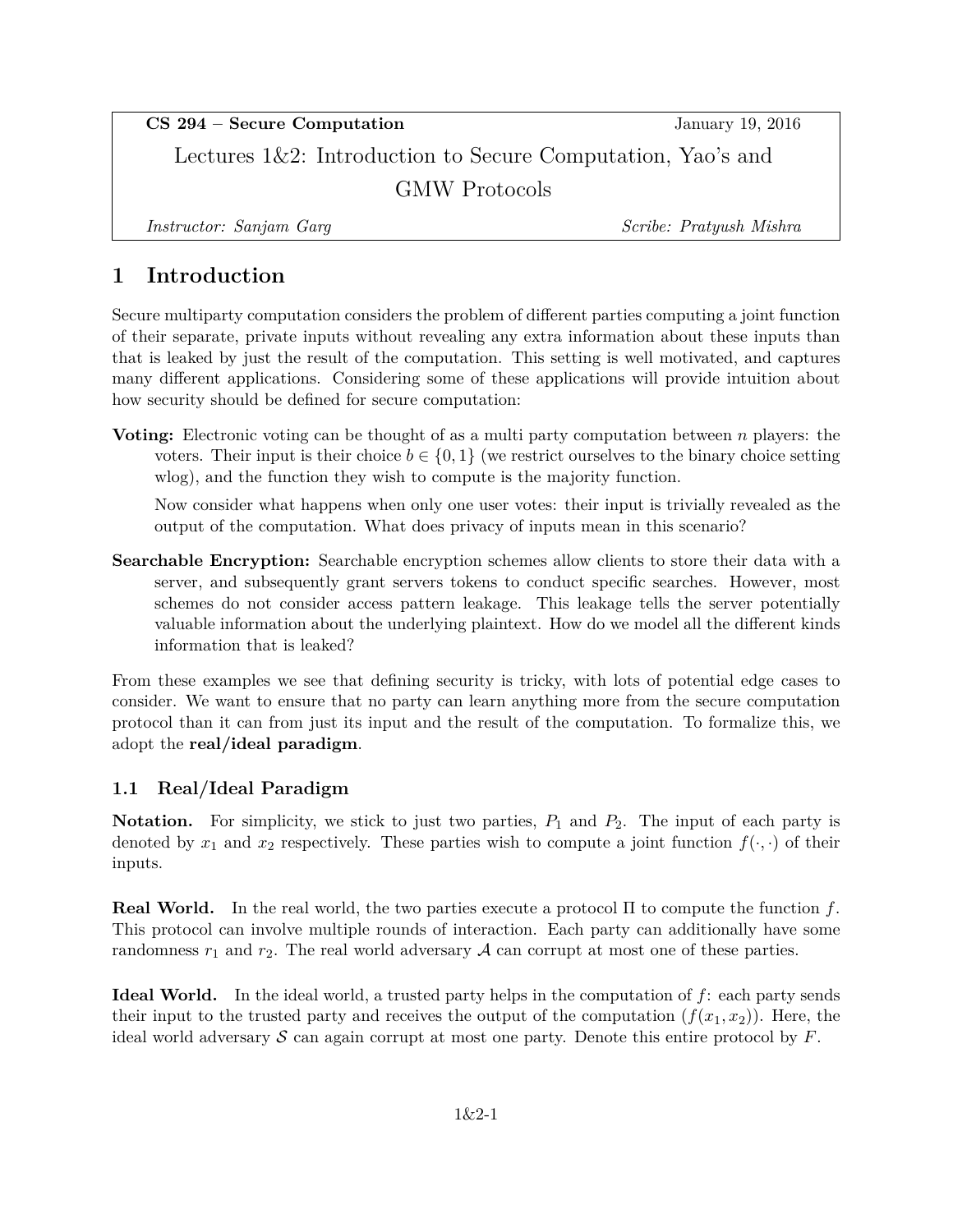**CS 294 – Secure Computation** January 19, 2016

Lectures 1&2: Introduction to Secure Computation, Yao's and GMW Protocols

*Instructor: Sanjam Garg* *Scribe: Pratyush Mishra*

# 1 Introduction

Secure multiparty computation considers the problem of different parties computing a joint function of their separate, private inputs without revealing any extra information about these inputs than that is leaked by just the result of the computation. This setting is well motivated, and captures many different applications. Considering some of these applications will provide intuition about how security should be defined for secure computation:

**Voting:** Electronic voting can be thought of as a multi party computation between $n$ players: the voters. Their input is their choice $b \in \{0, 1\}$ (we restrict ourselves to the binary choice setting wlog), and the function they wish to compute is the majority function.

Now consider what happens when only one user votes: their input is trivially revealed as the output of the computation. What does privacy of inputs mean in this scenario?

**Searchable Encryption:** Searchable encryption schemes allow clients to store their data with a server, and subsequently grant servers tokens to conduct specific searches. However, most schemes do not consider access pattern leakage. This leakage tells the server potentially valuable information about the underlying plaintext. How do we model all the different kinds information that is leaked?

From these examples we see that defining security is tricky, with lots of potential edge cases to consider. We want to ensure that no party can learn anything more from the secure computation protocol than it can from just its input and the result of the computation. To formalize this, we adopt the **real/ideal paradigm**.

## 1.1 Real/Ideal Paradigm

**Notation.** For simplicity, we stick to just two parties, $P_1$ and $P_2$. The input of each party is denoted by $x_1$ and $x_2$ respectively. These parties wish to compute a joint function $f(\cdot, \cdot)$ of their inputs.

**Real World.** In the real world, the two parties execute a protocol $\Pi$ to compute the function $f$. This protocol can involve multiple rounds of interaction. Each party can additionally have some randomness $r_1$ and $r_2$. The real world adversary $\mathcal{A}$ can corrupt at most one of these parties.

**Ideal World.** In the ideal world, a trusted party helps in the computation of $f$: each party sends their input to the trusted party and receives the output of the computation ($f(x_1, x_2)$). Here, the ideal world adversary $\mathcal{S}$ can again corrupt at most one party. Denote this entire protocol by $F$.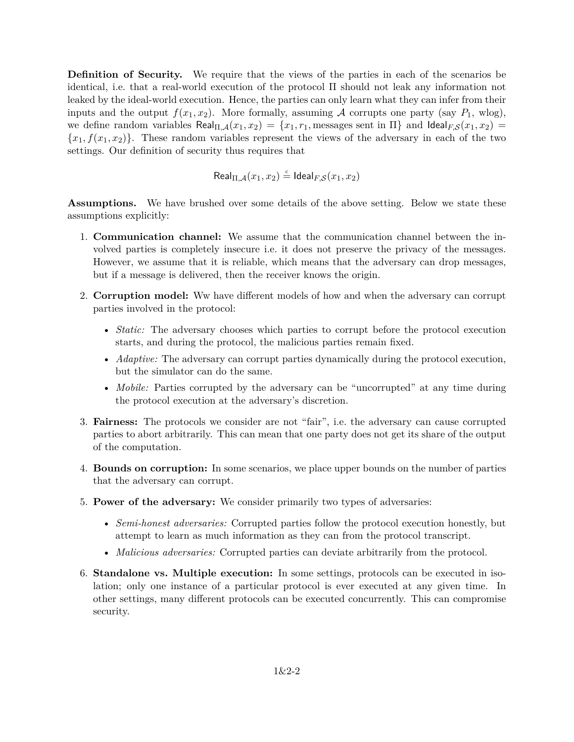**Definition of Security.** We require that the views of the parties in each of the scenarios be identical, i.e. that a real-world execution of the protocol $\Pi$ should not leak any information not leaked by the ideal-world execution. Hence, the parties can only learn what they can infer from their inputs and the output $f(x_1, x_2)$. More formally, assuming $\mathcal{A}$ corrupts one party (say $P_1$, wlog), we define random variables $\mathsf{Real}_{\Pi,\mathcal{A}}(x_1, x_2) = \{x_1, r_1, \text{messages sent in } \Pi\}$ and $\mathsf{Ideal}_{F,\mathcal{S}}(x_1, x_2) = \{x_1, f(x_1, x_2)\}$. These random variables represent the views of the adversary in each of the two settings. Our definition of security thus requires that

$$\mathsf{Real}_{\Pi,\mathcal{A}}(x_1, x_2) \stackrel{c}{=} \mathsf{Ideal}_{F,\mathcal{S}}(x_1, x_2)$$

**Assumptions.** We have brushed over some details of the above setting. Below we state these assumptions explicitly:

1. **Communication channel:** We assume that the communication channel between the involved parties is completely insecure i.e. it does not preserve the privacy of the messages. However, we assume that it is reliable, which means that the adversary can drop messages, but if a message is delivered, then the receiver knows the origin.

2. **Corruption model:** Ww have different models of how and when the adversary can corrupt parties involved in the protocol:
   - *Static:* The adversary chooses which parties to corrupt before the protocol execution starts, and during the protocol, the malicious parties remain fixed.
   - *Adaptive:* The adversary can corrupt parties dynamically during the protocol execution, but the simulator can do the same.
   - *Mobile:* Parties corrupted by the adversary can be "uncorrupted" at any time during the protocol execution at the adversary's discretion.

3. **Fairness:** The protocols we consider are not "fair", i.e. the adversary can cause corrupted parties to abort arbitrarily. This can mean that one party does not get its share of the output of the computation.

4. **Bounds on corruption:** In some scenarios, we place upper bounds on the number of parties that the adversary can corrupt.

5. **Power of the adversary:** We consider primarily two types of adversaries:
   - *Semi-honest adversaries:* Corrupted parties follow the protocol execution honestly, but attempt to learn as much information as they can from the protocol transcript.
   - *Malicious adversaries:* Corrupted parties can deviate arbitrarily from the protocol.

6. **Standalone vs. Multiple execution:** In some settings, protocols can be executed in isolation; only one instance of a particular protocol is ever executed at any given time. In other settings, many different protocols can be executed concurrently. This can compromise security.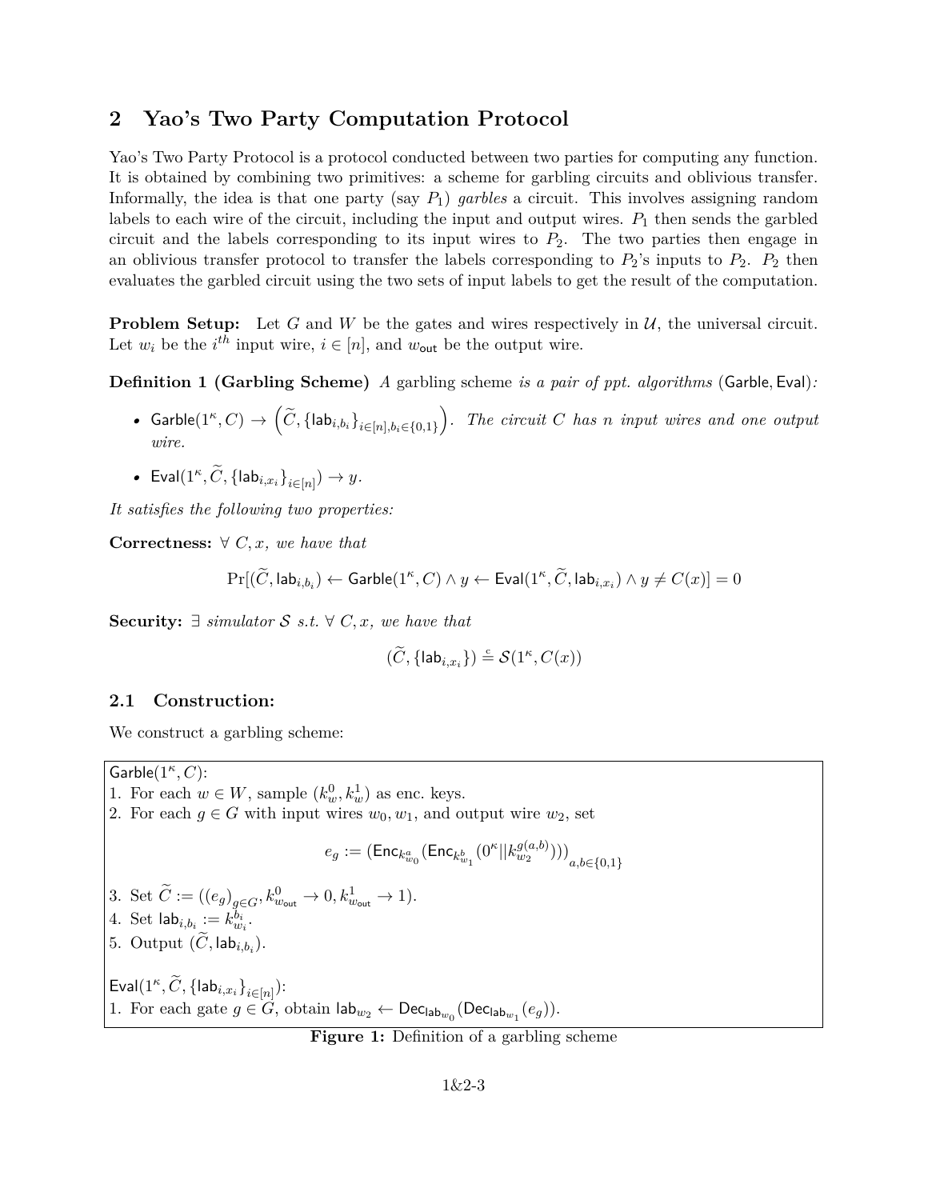## 2 Yao's Two Party Computation Protocol

Yao's Two Party Protocol is a protocol conducted between two parties for computing any function. It is obtained by combining two primitives: a scheme for garbling circuits and oblivious transfer. Informally, the idea is that one party (say $P_1$) *garbles* a circuit. This involves assigning random labels to each wire of the circuit, including the input and output wires. $P_1$ then sends the garbled circuit and the labels corresponding to its input wires to $P_2$. The two parties then engage in an oblivious transfer protocol to transfer the labels corresponding to $P_2$'s inputs to $P_2$. $P_2$ then evaluates the garbled circuit using the two sets of input labels to get the result of the computation.

**Problem Setup:** Let $G$ and $W$ be the gates and wires respectively in $\mathcal{U}$, the universal circuit. Let $w_i$ be the $i^{th}$ input wire, $i \in [n]$, and $w_{\mathsf{out}}$ be the output wire.

**Definition 1 (Garbling Scheme)** *A* garbling scheme *is a pair of ppt. algorithms* ($\mathsf{Garble}, \mathsf{Eval}$)*:*

- $\mathsf{Garble}(1^\kappa, C) \to \left(\widetilde{C}, \{\mathsf{lab}_{i,b_i}\}_{i\in[n], b_i \in \{0,1\}}\right)$. *The circuit $C$ has $n$ input wires and one output wire.*
- $\mathsf{Eval}(1^\kappa, \widetilde{C}, \{\mathsf{lab}_{i,x_i}\}_{i\in[n]}) \to y$.

*It satisfies the following two properties:*

**Correctness:** $\forall$ $C, x$*, we have that*

$$\Pr[(\widetilde{C}, \mathsf{lab}_{i,b_i}) \leftarrow \mathsf{Garble}(1^\kappa, C) \land y \leftarrow \mathsf{Eval}(1^\kappa, \widetilde{C}, \mathsf{lab}_{i,x_i}) \land y \neq C(x)] = 0$$

**Security:** $\exists$ *simulator* $\mathcal{S}$ *s.t.* $\forall$ $C, x$*, we have that*

$$(\widetilde{C}, \{\mathsf{lab}_{i,x_i}\}) \stackrel{c}{\equiv} \mathcal{S}(1^\kappa, C(x))$$

### 2.1 Construction:

We construct a garbling scheme:

$\mathsf{Garble}(1^\kappa, C)$:
1. For each $w \in W$, sample $(k_w^0, k_w^1)$ as enc. keys.
2. For each $g \in G$ with input wires $w_0, w_1$, and output wire $w_2$, set

$$e_g := \left(\mathsf{Enc}_{k_{w_0}^a}(\mathsf{Enc}_{k_{w_1}^b}(0^\kappa || k_{w_2}^{g(a,b)}))\right)_{a,b\in\{0,1\}}$$

3. Set $\widetilde{C} := ((e_g)_{g\in G}, k_{w_{\mathsf{out}}}^0 \to 0, k_{w_{\mathsf{out}}}^1 \to 1)$.
4. Set $\mathsf{lab}_{i,b_i} := k_{w_i}^{b_i}$.
5. Output $(\widetilde{C}, \mathsf{lab}_{i,b_i})$.

$\mathsf{Eval}(1^\kappa, \widetilde{C}, \{\mathsf{lab}_{i,x_i}\}_{i\in[n]})$:
1. For each gate $g \in G$, obtain $\mathsf{lab}_{w_2} \leftarrow \mathsf{Dec}_{\mathsf{lab}_{w_0}}(\mathsf{Dec}_{\mathsf{lab}_{w_1}}(e_g))$.

**Figure 1:** Definition of a garbling scheme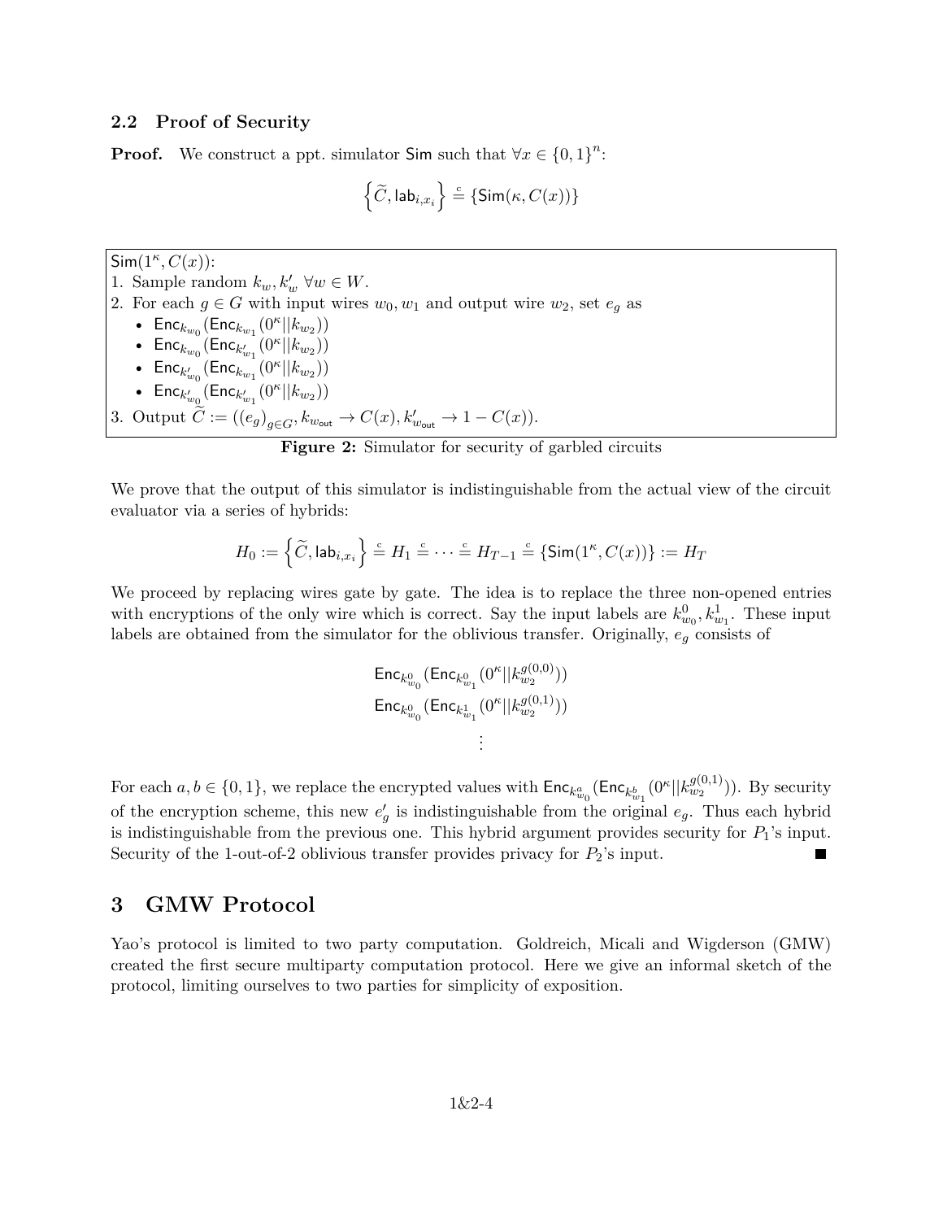## 2.2 Proof of Security

**Proof.** We construct a ppt. simulator $\mathsf{Sim}$ such that $\forall x \in \{0,1\}^n$:

$$\left\{\widetilde{C}, \mathsf{lab}_{i,x_i}\right\} \stackrel{c}{=} \{\mathsf{Sim}(\kappa, C(x))\}$$

$\mathsf{Sim}(1^\kappa, C(x))$:
1. Sample random $k_w, k'_w \ \forall w \in W$.
2. For each $g \in G$ with input wires $w_0, w_1$ and output wire $w_2$, set $e_g$ as
   - $\mathsf{Enc}_{k_{w_0}}(\mathsf{Enc}_{k_{w_1}}(0^\kappa || k_{w_2}))$
   - $\mathsf{Enc}_{k_{w_0}}(\mathsf{Enc}_{k'_{w_1}}(0^\kappa || k_{w_2}))$
   - $\mathsf{Enc}_{k'_{w_0}}(\mathsf{Enc}_{k_{w_1}}(0^\kappa || k_{w_2}))$
   - $\mathsf{Enc}_{k'_{w_0}}(\mathsf{Enc}_{k'_{w_1}}(0^\kappa || k_{w_2}))$
3. Output $\widetilde{C} := ((e_g)_{g \in G}, k_{w_{\mathsf{out}}} \to C(x), k'_{w_{\mathsf{out}}} \to 1 - C(x))$.

**Figure 2:** Simulator for security of garbled circuits

We prove that the output of this simulator is indistinguishable from the actual view of the circuit evaluator via a series of hybrids:

$$H_0 := \left\{\widetilde{C}, \mathsf{lab}_{i,x_i}\right\} \stackrel{c}{=} H_1 \stackrel{c}{=} \cdots \stackrel{c}{=} H_{T-1} \stackrel{c}{=} \{\mathsf{Sim}(1^\kappa, C(x))\} := H_T$$

We proceed by replacing wires gate by gate. The idea is to replace the three non-opened entries with encryptions of the only wire which is correct. Say the input labels are $k^0_{w_0}, k^1_{w_1}$. These input labels are obtained from the simulator for the oblivious transfer. Originally, $e_g$ consists of

$$\mathsf{Enc}_{k^0_{w_0}}(\mathsf{Enc}_{k^0_{w_1}}(0^\kappa || k^{g(0,0)}_{w_2}))$$
$$\mathsf{Enc}_{k^0_{w_0}}(\mathsf{Enc}_{k^1_{w_1}}(0^\kappa || k^{g(0,1)}_{w_2}))$$
$$\vdots$$

For each $a, b \in \{0,1\}$, we replace the encrypted values with $\mathsf{Enc}_{k^a_{w_0}}(\mathsf{Enc}_{k^b_{w_1}}(0^\kappa || k^{g(0,1)}_{w_2}))$. By security of the encryption scheme, this new $e'_g$ is indistinguishable from the original $e_g$. Thus each hybrid is indistinguishable from the previous one. This hybrid argument provides security for $P_1$'s input. Security of the 1-out-of-2 oblivious transfer provides privacy for $P_2$'s input. ∎

# 3 GMW Protocol

Yao's protocol is limited to two party computation. Goldreich, Micali and Wigderson (GMW) created the first secure multiparty computation protocol. Here we give an informal sketch of the protocol, limiting ourselves to two parties for simplicity of exposition.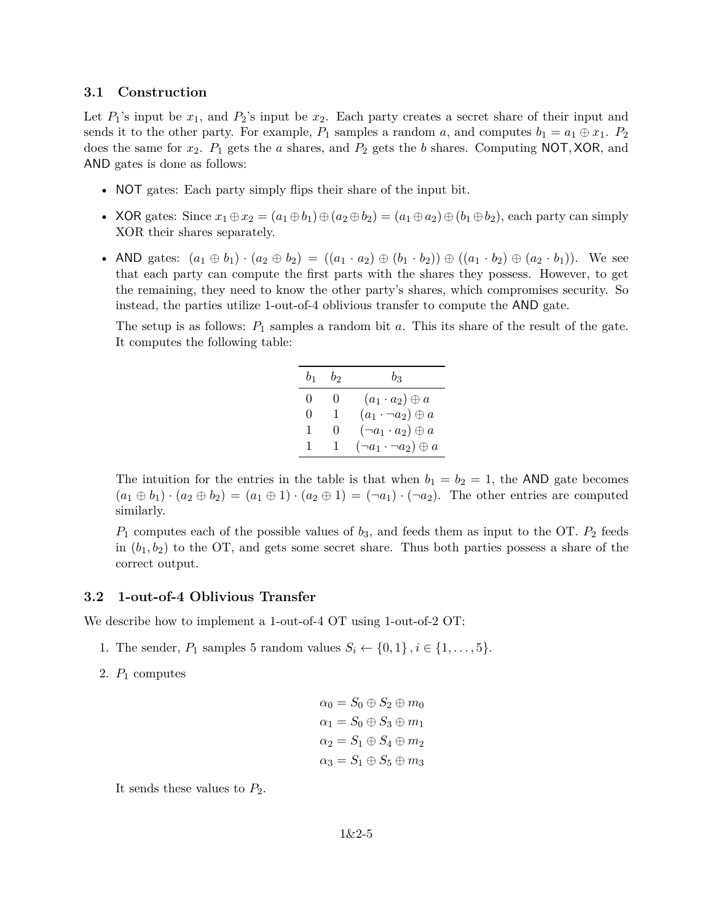### 3.1 Construction

Let $P_1$'s input be $x_1$, and $P_2$'s input be $x_2$. Each party creates a secret share of their input and sends it to the other party. For example, $P_1$ samples a random $a$, and computes $b_1 = a_1 \oplus x_1$. $P_2$ does the same for $x_2$. $P_1$ gets the $a$ shares, and $P_2$ gets the $b$ shares. Computing NOT, XOR, and AND gates is done as follows:

- NOT gates: Each party simply flips their share of the input bit.
- XOR gates: Since $x_1 \oplus x_2 = (a_1 \oplus b_1) \oplus (a_2 \oplus b_2) = (a_1 \oplus a_2) \oplus (b_1 \oplus b_2)$, each party can simply XOR their shares separately.
- AND gates: $(a_1 \oplus b_1) \cdot (a_2 \oplus b_2) = ((a_1 \cdot a_2) \oplus (b_1 \cdot b_2)) \oplus ((a_1 \cdot b_2) \oplus (a_2 \cdot b_1))$. We see that each party can compute the first parts with the shares they possess. However, to get the remaining, they need to know the other party's shares, which compromises security. So instead, the parties utilize 1-out-of-4 oblivious transfer to compute the AND gate.

  The setup is as follows: $P_1$ samples a random bit $a$. This its share of the result of the gate. It computes the following table:

  | $b_1$ | $b_2$ | $b_3$ |
  |---|---|---|
  | 0 | 0 | $(a_1 \cdot a_2) \oplus a$ |
  | 0 | 1 | $(a_1 \cdot \neg a_2) \oplus a$ |
  | 1 | 0 | $(\neg a_1 \cdot a_2) \oplus a$ |
  | 1 | 1 | $(\neg a_1 \cdot \neg a_2) \oplus a$ |

  The intuition for the entries in the table is that when $b_1 = b_2 = 1$, the AND gate becomes $(a_1 \oplus b_1) \cdot (a_2 \oplus b_2) = (a_1 \oplus 1) \cdot (a_2 \oplus 1) = (\neg a_1) \cdot (\neg a_2)$. The other entries are computed similarly.

  $P_1$ computes each of the possible values of $b_3$, and feeds them as input to the OT. $P_2$ feeds in $(b_1, b_2)$ to the OT, and gets some secret share. Thus both parties possess a share of the correct output.

### 3.2 1-out-of-4 Oblivious Transfer

We describe how to implement a 1-out-of-4 OT using 1-out-of-2 OT:

1. The sender, $P_1$ samples 5 random values $S_i \leftarrow \{0, 1\}, i \in \{1, \ldots, 5\}$.
2. $P_1$ computes

$$
\begin{aligned}
\alpha_0 &= S_0 \oplus S_2 \oplus m_0 \\
\alpha_1 &= S_0 \oplus S_3 \oplus m_1 \\
\alpha_2 &= S_1 \oplus S_4 \oplus m_2 \\
\alpha_3 &= S_1 \oplus S_5 \oplus m_3
\end{aligned}
$$

   It sends these values to $P_2$.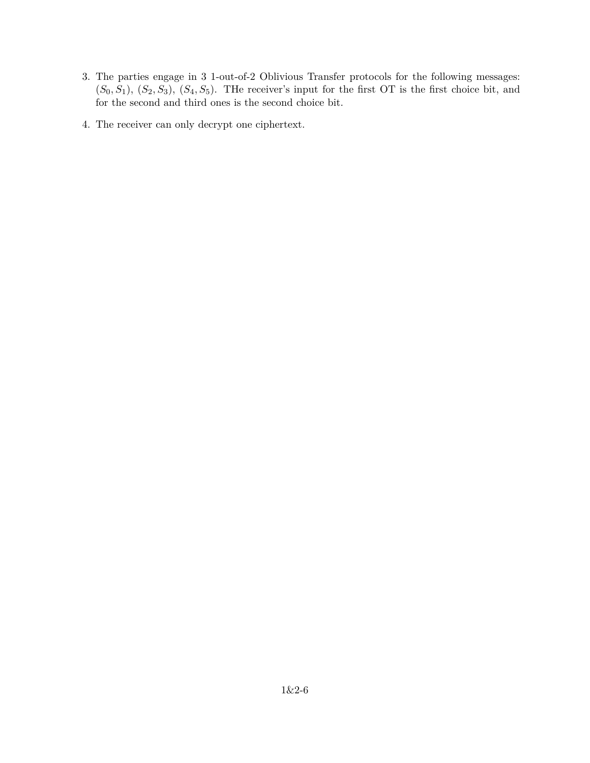3. The parties engage in 3 1-out-of-2 Oblivious Transfer protocols for the following messages: $(S_0, S_1)$, $(S_2, S_3)$, $(S_4, S_5)$. THe receiver's input for the first OT is the first choice bit, and for the second and third ones is the second choice bit.
4. The receiver can only decrypt one ciphertext.